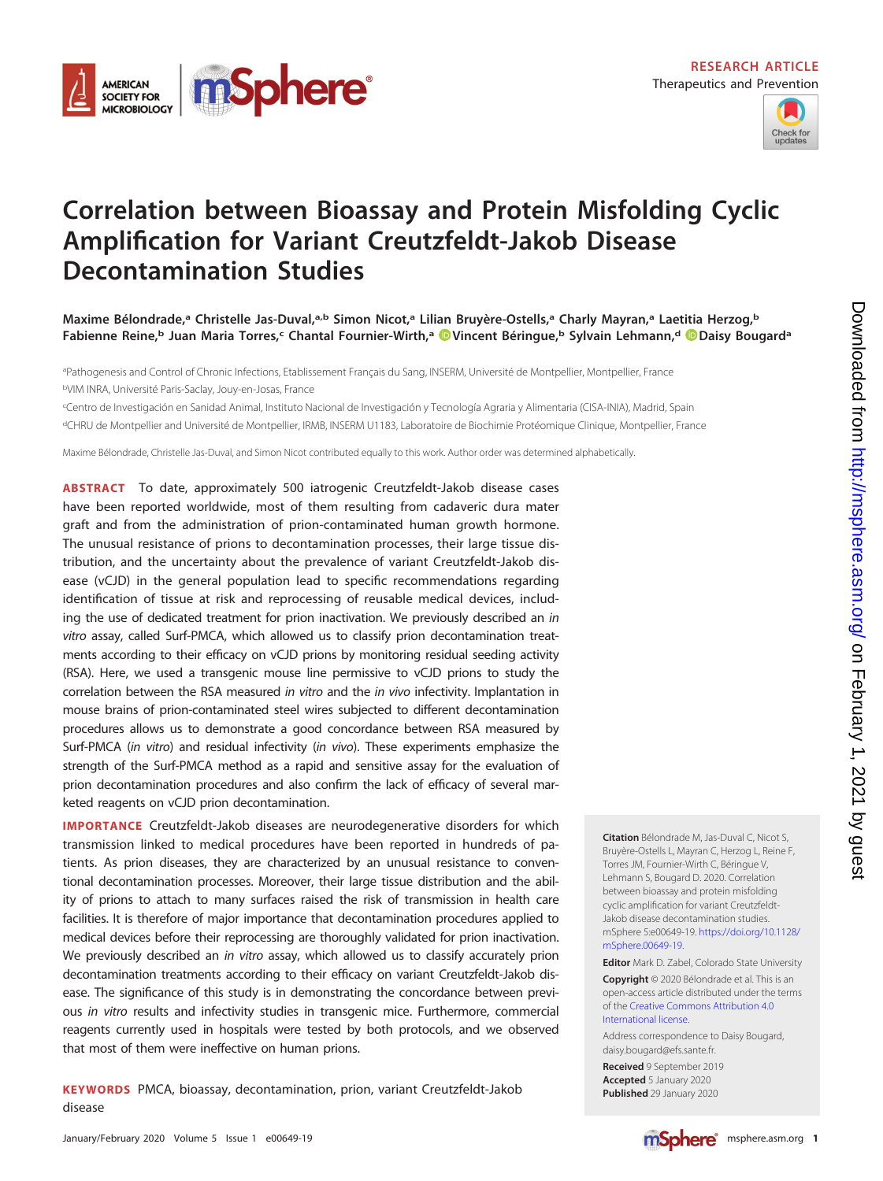RESEARCH ARTICLE
Therapeutics and Prevention

# Correlation between Bioassay and Protein Misfolding Cyclic Amplification for Variant Creutzfeldt-Jakob Disease Decontamination Studies

**Maxime Bélondrade,[a] Christelle Jas-Duval,[a,b] Simon Nicot,[a] Lilian Bruyère-Ostells,[a] Charly Mayran,[a] Laetitia Herzog,[b] Fabienne Reine,[b] Juan Maria Torres,[c] Chantal Fournier-Wirth,[a] Vincent Béringue,[b] Sylvain Lehmann,[d] Daisy Bougard[a]**

[a]Pathogenesis and Control of Chronic Infections, Etablissement Français du Sang, INSERM, Université de Montpellier, Montpellier, France
[b]VIM INRA, Université Paris-Saclay, Jouy-en-Josas, France
[c]Centro de Investigación en Sanidad Animal, Instituto Nacional de Investigación y Tecnología Agraria y Alimentaria (CISA-INIA), Madrid, Spain
[d]CHRU de Montpellier and Université de Montpellier, IRMB, INSERM U1183, Laboratoire de Biochimie Protéomique Clinique, Montpellier, France

Maxime Bélondrade, Christelle Jas-Duval, and Simon Nicot contributed equally to this work. Author order was determined alphabetically.

**ABSTRACT** To date, approximately 500 iatrogenic Creutzfeldt-Jakob disease cases have been reported worldwide, most of them resulting from cadaveric dura mater graft and from the administration of prion-contaminated human growth hormone. The unusual resistance of prions to decontamination processes, their large tissue distribution, and the uncertainty about the prevalence of variant Creutzfeldt-Jakob disease (vCJD) in the general population lead to specific recommendations regarding identification of tissue at risk and reprocessing of reusable medical devices, including the use of dedicated treatment for prion inactivation. We previously described an *in vitro* assay, called Surf-PMCA, which allowed us to classify prion decontamination treatments according to their efficacy on vCJD prions by monitoring residual seeding activity (RSA). Here, we used a transgenic mouse line permissive to vCJD prions to study the correlation between the RSA measured *in vitro* and the *in vivo* infectivity. Implantation in mouse brains of prion-contaminated steel wires subjected to different decontamination procedures allows us to demonstrate a good concordance between RSA measured by Surf-PMCA (*in vitro*) and residual infectivity (*in vivo*). These experiments emphasize the strength of the Surf-PMCA method as a rapid and sensitive assay for the evaluation of prion decontamination procedures and also confirm the lack of efficacy of several marketed reagents on vCJD prion decontamination.

**IMPORTANCE** Creutzfeldt-Jakob diseases are neurodegenerative disorders for which transmission linked to medical procedures have been reported in hundreds of patients. As prion diseases, they are characterized by an unusual resistance to conventional decontamination processes. Moreover, their large tissue distribution and the ability of prions to attach to many surfaces raised the risk of transmission in health care facilities. It is therefore of major importance that decontamination procedures applied to medical devices before their reprocessing are thoroughly validated for prion inactivation. We previously described an *in vitro* assay, which allowed us to classify accurately prion decontamination treatments according to their efficacy on variant Creutzfeldt-Jakob disease. The significance of this study is in demonstrating the concordance between previous *in vitro* results and infectivity studies in transgenic mice. Furthermore, commercial reagents currently used in hospitals were tested by both protocols, and we observed that most of them were ineffective on human prions.

**KEYWORDS** PMCA, bioassay, decontamination, prion, variant Creutzfeldt-Jakob disease

**Citation** Bélondrade M, Jas-Duval C, Nicot S, Bruyère-Ostells L, Mayran C, Herzog L, Reine F, Torres JM, Fournier-Wirth C, Béringue V, Lehmann S, Bougard D. 2020. Correlation between bioassay and protein misfolding cyclic amplification for variant Creutzfeldt-Jakob disease decontamination studies. mSphere 5:e00649-19. https://doi.org/10.1128/mSphere.00649-19.

**Editor** Mark D. Zabel, Colorado State University

**Copyright** © 2020 Bélondrade et al. This is an open-access article distributed under the terms of the Creative Commons Attribution 4.0 International license.

Address correspondence to Daisy Bougard, daisy.bougard@efs.sante.fr.

**Received** 9 September 2019
**Accepted** 5 January 2020
**Published** 29 January 2020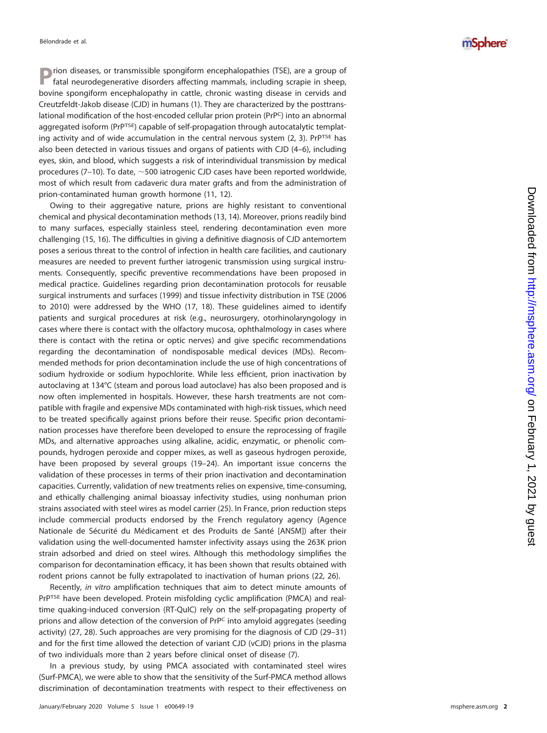Prion diseases, or transmissible spongiform encephalopathies (TSE), are a group of fatal neurodegenerative disorders affecting mammals, including scrapie in sheep, bovine spongiform encephalopathy in cattle, chronic wasting disease in cervids and Creutzfeldt-Jakob disease (CJD) in humans (1). They are characterized by the posttranslational modification of the host-encoded cellular prion protein ($PrP^C$) into an abnormal aggregated isoform ($PrP^{TSE}$) capable of self-propagation through autocatalytic templating activity and of wide accumulation in the central nervous system (2, 3). $PrP^{TSE}$ has also been detected in various tissues and organs of patients with CJD (4–6), including eyes, skin, and blood, which suggests a risk of interindividual transmission by medical procedures (7–10). To date, ~500 iatrogenic CJD cases have been reported worldwide, most of which result from cadaveric dura mater grafts and from the administration of prion-contaminated human growth hormone (11, 12).

Owing to their aggregative nature, prions are highly resistant to conventional chemical and physical decontamination methods (13, 14). Moreover, prions readily bind to many surfaces, especially stainless steel, rendering decontamination even more challenging (15, 16). The difficulties in giving a definitive diagnosis of CJD antemortem poses a serious threat to the control of infection in health care facilities, and cautionary measures are needed to prevent further iatrogenic transmission using surgical instruments. Consequently, specific preventive recommendations have been proposed in medical practice. Guidelines regarding prion decontamination protocols for reusable surgical instruments and surfaces (1999) and tissue infectivity distribution in TSE (2006 to 2010) were addressed by the WHO (17, 18). These guidelines aimed to identify patients and surgical procedures at risk (e.g., neurosurgery, otorhinolaryngology in cases where there is contact with the olfactory mucosa, ophthalmology in cases where there is contact with the retina or optic nerves) and give specific recommendations regarding the decontamination of nondisposable medical devices (MDs). Recommended methods for prion decontamination include the use of high concentrations of sodium hydroxide or sodium hypochlorite. While less efficient, prion inactivation by autoclaving at 134°C (steam and porous load autoclave) has also been proposed and is now often implemented in hospitals. However, these harsh treatments are not compatible with fragile and expensive MDs contaminated with high-risk tissues, which need to be treated specifically against prions before their reuse. Specific prion decontamination processes have therefore been developed to ensure the reprocessing of fragile MDs, and alternative approaches using alkaline, acidic, enzymatic, or phenolic compounds, hydrogen peroxide and copper mixes, as well as gaseous hydrogen peroxide, have been proposed by several groups (19–24). An important issue concerns the validation of these processes in terms of their prion inactivation and decontamination capacities. Currently, validation of new treatments relies on expensive, time-consuming, and ethically challenging animal bioassay infectivity studies, using nonhuman prion strains associated with steel wires as model carrier (25). In France, prion reduction steps include commercial products endorsed by the French regulatory agency (Agence Nationale de Sécurité du Médicament et des Produits de Santé [ANSM]) after their validation using the well-documented hamster infectivity assays using the 263K prion strain adsorbed and dried on steel wires. Although this methodology simplifies the comparison for decontamination efficacy, it has been shown that results obtained with rodent prions cannot be fully extrapolated to inactivation of human prions (22, 26).

Recently, *in vitro* amplification techniques that aim to detect minute amounts of $PrP^{TSE}$ have been developed. Protein misfolding cyclic amplification (PMCA) and real-time quaking-induced conversion (RT-QuIC) rely on the self-propagating property of prions and allow detection of the conversion of $PrP^C$ into amyloid aggregates (seeding activity) (27, 28). Such approaches are very promising for the diagnosis of CJD (29–31) and for the first time allowed the detection of variant CJD (vCJD) prions in the plasma of two individuals more than 2 years before clinical onset of disease (7).

In a previous study, by using PMCA associated with contaminated steel wires (Surf-PMCA), we were able to show that the sensitivity of the Surf-PMCA method allows discrimination of decontamination treatments with respect to their effectiveness on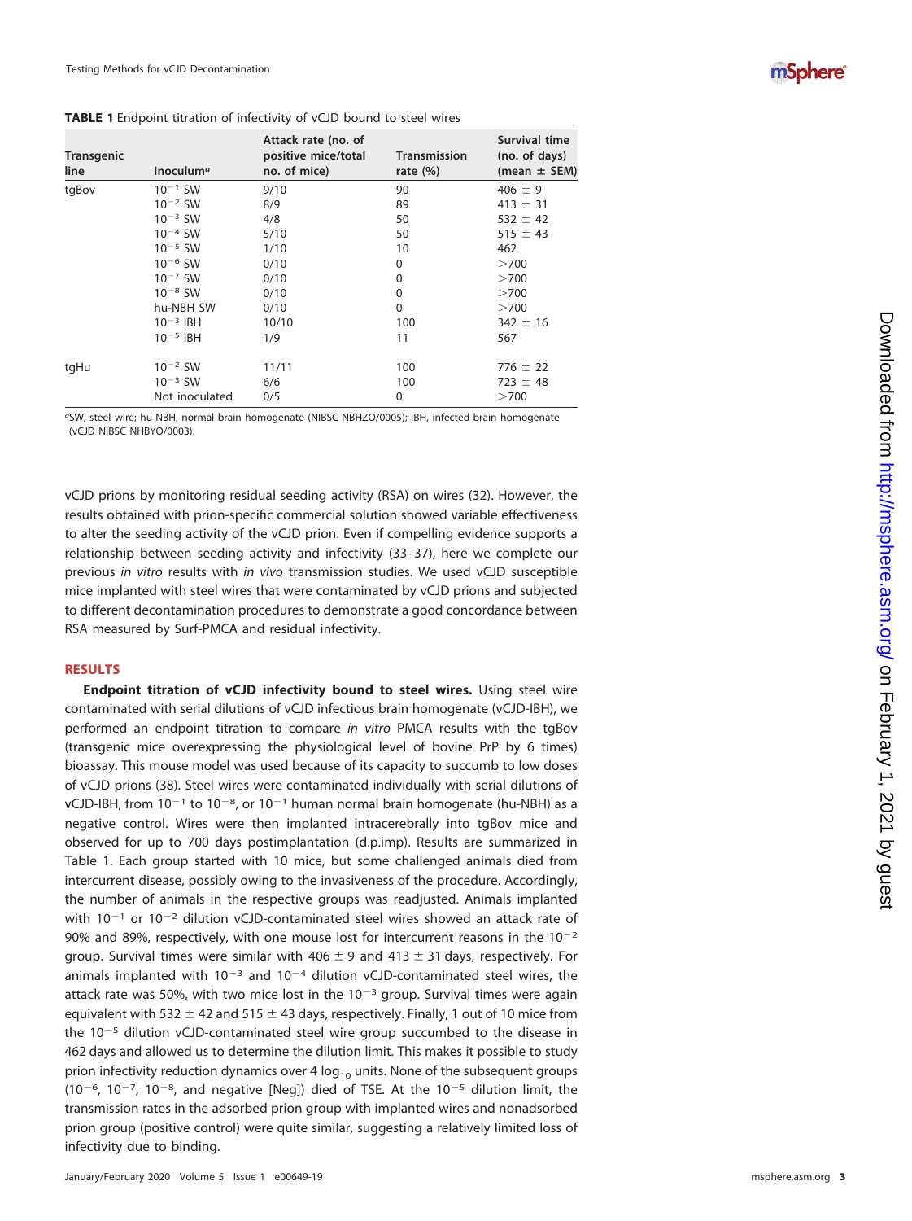**TABLE 1** Endpoint titration of infectivity of vCJD bound to steel wires

| Transgenic line | Inoculum[a] | Attack rate (no. of positive mice/total no. of mice) | Transmission rate (%) | Survival time (no. of days) (mean ± SEM) |
|---|---|---|---|---|
| tgBov | $10^{-1}$ SW | 9/10 | 90 | 406 ± 9 |
| | $10^{-2}$ SW | 8/9 | 89 | 413 ± 31 |
| | $10^{-3}$ SW | 4/8 | 50 | 532 ± 42 |
| | $10^{-4}$ SW | 5/10 | 50 | 515 ± 43 |
| | $10^{-5}$ SW | 1/10 | 10 | 462 |
| | $10^{-6}$ SW | 0/10 | 0 | >700 |
| | $10^{-7}$ SW | 0/10 | 0 | >700 |
| | $10^{-8}$ SW | 0/10 | 0 | >700 |
| | hu-NBH SW | 0/10 | 0 | >700 |
| | $10^{-3}$ IBH | 10/10 | 100 | 342 ± 16 |
| | $10^{-5}$ IBH | 1/9 | 11 | 567 |
| tgHu | $10^{-2}$ SW | 11/11 | 100 | 776 ± 22 |
| | $10^{-3}$ SW | 6/6 | 100 | 723 ± 48 |
| | Not inoculated | 0/5 | 0 | >700 |

[a]SW, steel wire; hu-NBH, normal brain homogenate (NIBSC NBHZO/0005); IBH, infected-brain homogenate (vCJD NIBSC NHBYO/0003).

vCJD prions by monitoring residual seeding activity (RSA) on wires (32). However, the results obtained with prion-specific commercial solution showed variable effectiveness to alter the seeding activity of the vCJD prion. Even if compelling evidence supports a relationship between seeding activity and infectivity (33–37), here we complete our previous *in vitro* results with *in vivo* transmission studies. We used vCJD susceptible mice implanted with steel wires that were contaminated by vCJD prions and subjected to different decontamination procedures to demonstrate a good concordance between RSA measured by Surf-PMCA and residual infectivity.

## RESULTS

**Endpoint titration of vCJD infectivity bound to steel wires.** Using steel wire contaminated with serial dilutions of vCJD infectious brain homogenate (vCJD-IBH), we performed an endpoint titration to compare *in vitro* PMCA results with the tgBov (transgenic mice overexpressing the physiological level of bovine PrP by 6 times) bioassay. This mouse model was used because of its capacity to succumb to low doses of vCJD prions (38). Steel wires were contaminated individually with serial dilutions of vCJD-IBH, from $10^{-1}$ to $10^{-8}$, or $10^{-1}$ human normal brain homogenate (hu-NBH) as a negative control. Wires were then implanted intracerebrally into tgBov mice and observed for up to 700 days postimplantation (d.p.imp). Results are summarized in Table 1. Each group started with 10 mice, but some challenged animals died from intercurrent disease, possibly owing to the invasiveness of the procedure. Accordingly, the number of animals in the respective groups was readjusted. Animals implanted with $10^{-1}$ or $10^{-2}$ dilution vCJD-contaminated steel wires showed an attack rate of 90% and 89%, respectively, with one mouse lost for intercurrent reasons in the $10^{-2}$ group. Survival times were similar with 406 ± 9 and 413 ± 31 days, respectively. For animals implanted with $10^{-3}$ and $10^{-4}$ dilution vCJD-contaminated steel wires, the attack rate was 50%, with two mice lost in the $10^{-3}$ group. Survival times were again equivalent with 532 ± 42 and 515 ± 43 days, respectively. Finally, 1 out of 10 mice from the $10^{-5}$ dilution vCJD-contaminated steel wire group succumbed to the disease in 462 days and allowed us to determine the dilution limit. This makes it possible to study prion infectivity reduction dynamics over 4 $\log_{10}$ units. None of the subsequent groups ($10^{-6}$, $10^{-7}$, $10^{-8}$, and negative [Neg]) died of TSE. At the $10^{-5}$ dilution limit, the transmission rates in the adsorbed prion group with implanted wires and nonadsorbed prion group (positive control) were quite similar, suggesting a relatively limited loss of infectivity due to binding.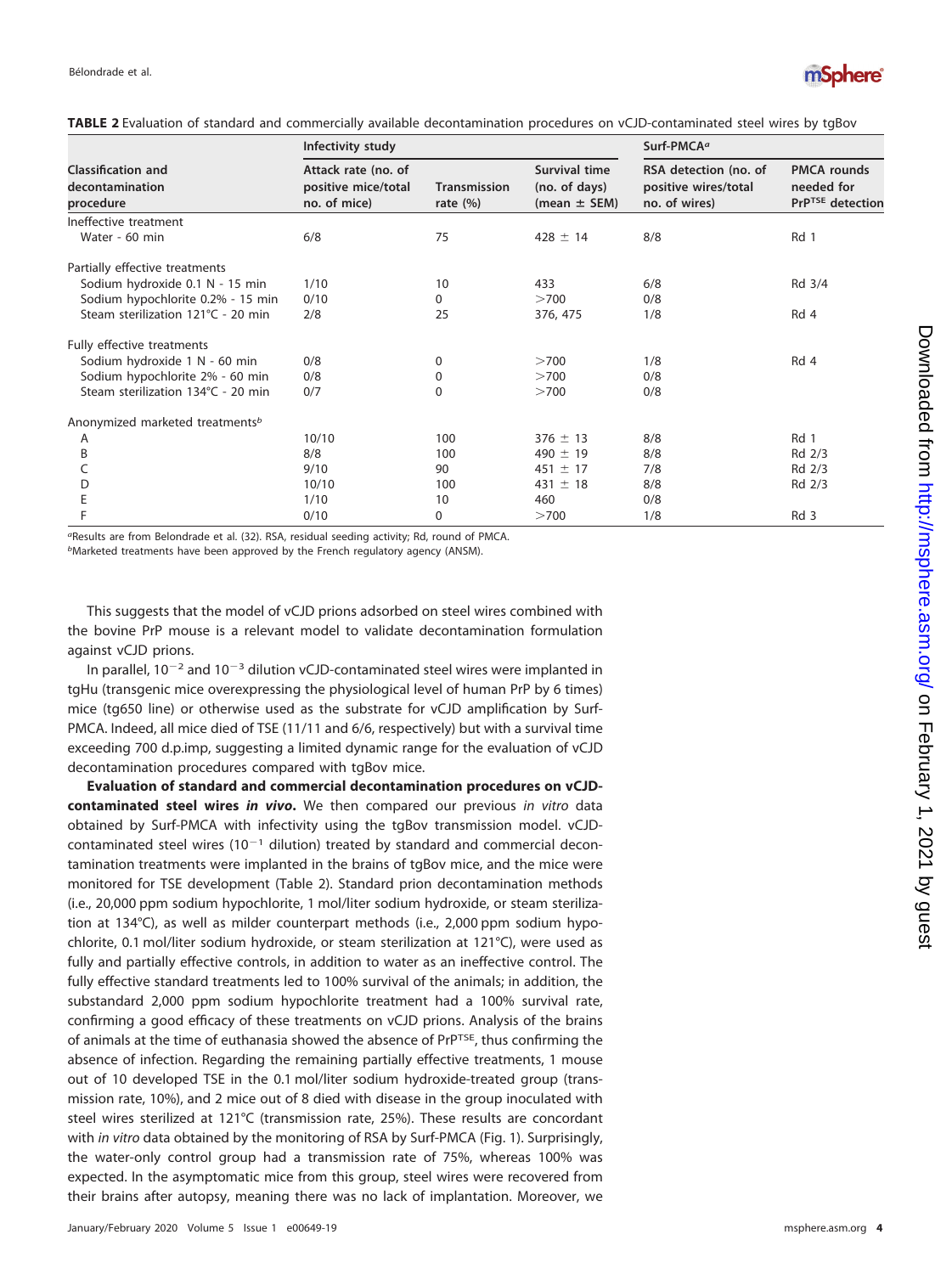**TABLE 2** Evaluation of standard and commercially available decontamination procedures on vCJD-contaminated steel wires by tgBov

| Classification and decontamination procedure | Infectivity study | | | Surf-PMCA[a] | |
|---|---|---|---|---|---|
| | Attack rate (no. of positive mice/total no. of mice) | Transmission rate (%) | Survival time (no. of days) (mean ± SEM) | RSA detection (no. of positive wires/total no. of wires) | PMCA rounds needed for $PrP^{TSE}$ detection |
| Ineffective treatment | | | | | |
| Water - 60 min | 6/8 | 75 | 428 ± 14 | 8/8 | Rd 1 |
| Partially effective treatments | | | | | |
| Sodium hydroxide 0.1 N - 15 min | 1/10 | 10 | 433 | 6/8 | Rd 3/4 |
| Sodium hypochlorite 0.2% - 15 min | 0/10 | 0 | >700 | 0/8 | |
| Steam sterilization 121°C - 20 min | 2/8 | 25 | 376, 475 | 1/8 | Rd 4 |
| Fully effective treatments | | | | | |
| Sodium hydroxide 1 N - 60 min | 0/8 | 0 | >700 | 1/8 | Rd 4 |
| Sodium hypochlorite 2% - 60 min | 0/8 | 0 | >700 | 0/8 | |
| Steam sterilization 134°C - 20 min | 0/7 | 0 | >700 | 0/8 | |
| Anonymized marketed treatments[b] | | | | | |
| A | 10/10 | 100 | 376 ± 13 | 8/8 | Rd 1 |
| B | 8/8 | 100 | 490 ± 19 | 8/8 | Rd 2/3 |
| C | 9/10 | 90 | 451 ± 17 | 7/8 | Rd 2/3 |
| D | 10/10 | 100 | 431 ± 18 | 8/8 | Rd 2/3 |
| E | 1/10 | 10 | 460 | 0/8 | |
| F | 0/10 | 0 | >700 | 1/8 | Rd 3 |

[a]Results are from Belondrade et al. (32). RSA, residual seeding activity; Rd, round of PMCA.
[b]Marketed treatments have been approved by the French regulatory agency (ANSM).

This suggests that the model of vCJD prions adsorbed on steel wires combined with the bovine PrP mouse is a relevant model to validate decontamination formulation against vCJD prions.

In parallel, $10^{-2}$ and $10^{-3}$ dilution vCJD-contaminated steel wires were implanted in tgHu (transgenic mice overexpressing the physiological level of human PrP by 6 times) mice (tg650 line) or otherwise used as the substrate for vCJD amplification by Surf-PMCA. Indeed, all mice died of TSE (11/11 and 6/6, respectively) but with a survival time exceeding 700 d.p.imp, suggesting a limited dynamic range for the evaluation of vCJD decontamination procedures compared with tgBov mice.

**Evaluation of standard and commercial decontamination procedures on vCJD-contaminated steel wires *in vivo*.** We then compared our previous *in vitro* data obtained by Surf-PMCA with infectivity using the tgBov transmission model. vCJD-contaminated steel wires ($10^{-1}$ dilution) treated by standard and commercial decontamination treatments were implanted in the brains of tgBov mice, and the mice were monitored for TSE development (Table 2). Standard prion decontamination methods (i.e., 20,000 ppm sodium hypochlorite, 1 mol/liter sodium hydroxide, or steam sterilization at 134°C), as well as milder counterpart methods (i.e., 2,000 ppm sodium hypochlorite, 0.1 mol/liter sodium hydroxide, or steam sterilization at 121°C), were used as fully and partially effective controls, in addition to water as an ineffective control. The fully effective standard treatments led to 100% survival of the animals; in addition, the substandard 2,000 ppm sodium hypochlorite treatment had a 100% survival rate, confirming a good efficacy of these treatments on vCJD prions. Analysis of the brains of animals at the time of euthanasia showed the absence of $PrP^{TSE}$, thus confirming the absence of infection. Regarding the remaining partially effective treatments, 1 mouse out of 10 developed TSE in the 0.1 mol/liter sodium hydroxide-treated group (transmission rate, 10%), and 2 mice out of 8 died with disease in the group inoculated with steel wires sterilized at 121°C (transmission rate, 25%). These results are concordant with *in vitro* data obtained by the monitoring of RSA by Surf-PMCA (Fig. 1). Surprisingly, the water-only control group had a transmission rate of 75%, whereas 100% was expected. In the asymptomatic mice from this group, steel wires were recovered from their brains after autopsy, meaning there was no lack of implantation. Moreover, we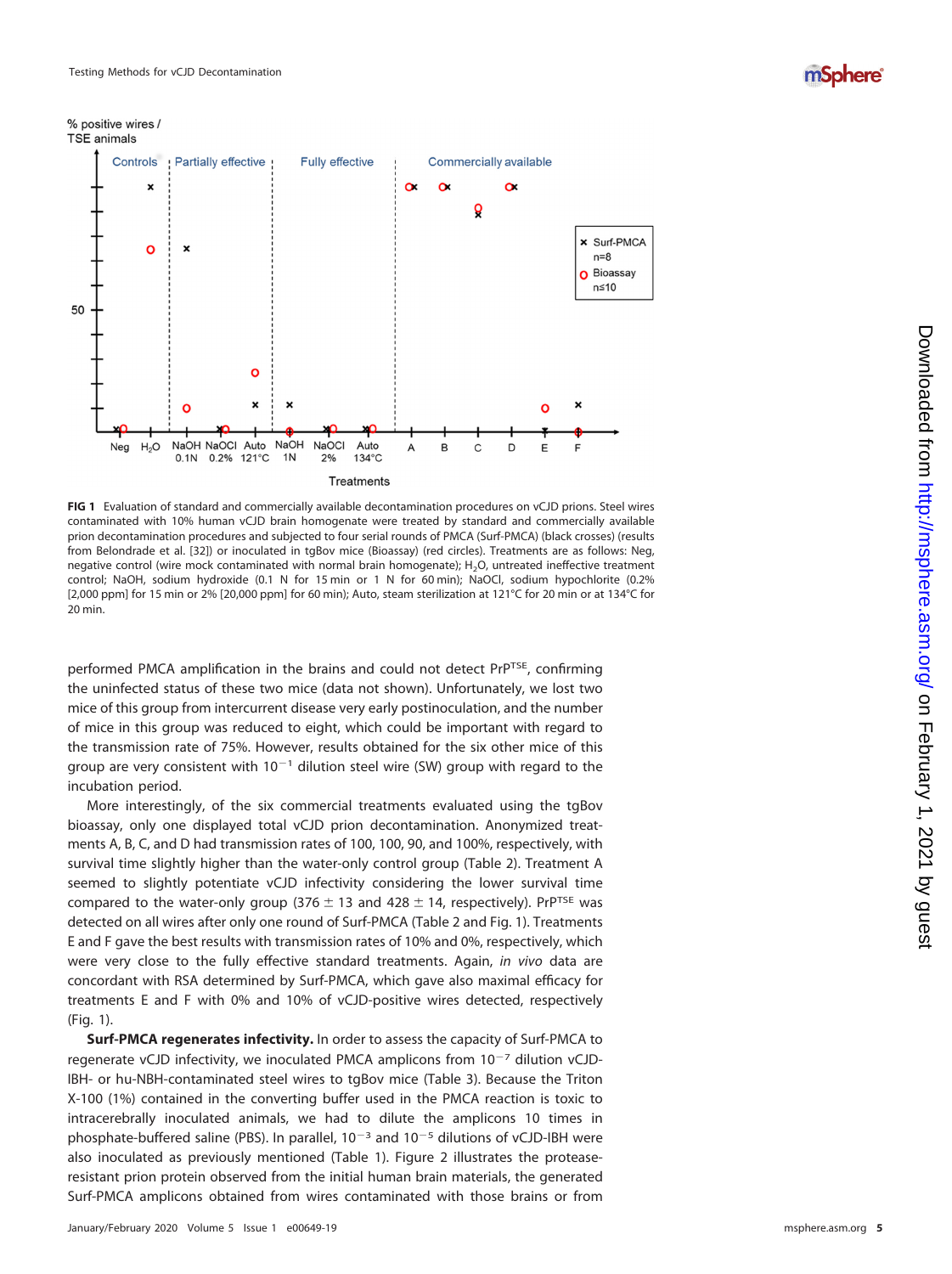% positive wires / TSE animals

Controls | Partially effective | Fully effective | Commercially available

50

Surf-PMCA n=8

Bioassay n≤10

Neg
$H_2O$
NaOH 0.1N
NaOCl 0.2%
Auto 121°C
NaOH 1N
NaOCl 2%
Auto 134°C
A
B
C
D
E
F

Treatments

**FIG 1** Evaluation of standard and commercially available decontamination procedures on vCJD prions. Steel wires contaminated with 10% human vCJD brain homogenate were treated by standard and commercially available prion decontamination procedures and subjected to four serial rounds of PMCA (Surf-PMCA) (black crosses) (results from Belondrade et al. [32]) or inoculated in tgBov mice (Bioassay) (red circles). Treatments are as follows: Neg, negative control (wire mock contaminated with normal brain homogenate); $H_2O$, untreated ineffective treatment control; NaOH, sodium hydroxide (0.1 N for 15 min or 1 N for 60 min); NaOCl, sodium hypochlorite (0.2% [2,000 ppm] for 15 min or 2% [20,000 ppm] for 60 min); Auto, steam sterilization at 121°C for 20 min or at 134°C for 20 min.

performed PMCA amplification in the brains and could not detect $PrP^{TSE}$, confirming the uninfected status of these two mice (data not shown). Unfortunately, we lost two mice of this group from intercurrent disease very early postinoculation, and the number of mice in this group was reduced to eight, which could be important with regard to the transmission rate of 75%. However, results obtained for the six other mice of this group are very consistent with $10^{-1}$ dilution steel wire (SW) group with regard to the incubation period.

More interestingly, of the six commercial treatments evaluated using the tgBov bioassay, only one displayed total vCJD prion decontamination. Anonymized treatments A, B, C, and D had transmission rates of 100, 100, 90, and 100%, respectively, with survival time slightly higher than the water-only control group (Table 2). Treatment A seemed to slightly potentiate vCJD infectivity considering the lower survival time compared to the water-only group (376 ± 13 and 428 ± 14, respectively). $PrP^{TSE}$ was detected on all wires after only one round of Surf-PMCA (Table 2 and Fig. 1). Treatments E and F gave the best results with transmission rates of 10% and 0%, respectively, which were very close to the fully effective standard treatments. Again, *in vivo* data are concordant with RSA determined by Surf-PMCA, which gave also maximal efficacy for treatments E and F with 0% and 10% of vCJD-positive wires detected, respectively (Fig. 1).

**Surf-PMCA regenerates infectivity.** In order to assess the capacity of Surf-PMCA to regenerate vCJD infectivity, we inoculated PMCA amplicons from $10^{-7}$ dilution vCJD-IBH- or hu-NBH-contaminated steel wires to tgBov mice (Table 3). Because the Triton X-100 (1%) contained in the converting buffer used in the PMCA reaction is toxic to intracerebrally inoculated animals, we had to dilute the amplicons 10 times in phosphate-buffered saline (PBS). In parallel, $10^{-3}$ and $10^{-5}$ dilutions of vCJD-IBH were also inoculated as previously mentioned (Table 1). Figure 2 illustrates the protease-resistant prion protein observed from the initial human brain materials, the generated Surf-PMCA amplicons obtained from wires contaminated with those brains or from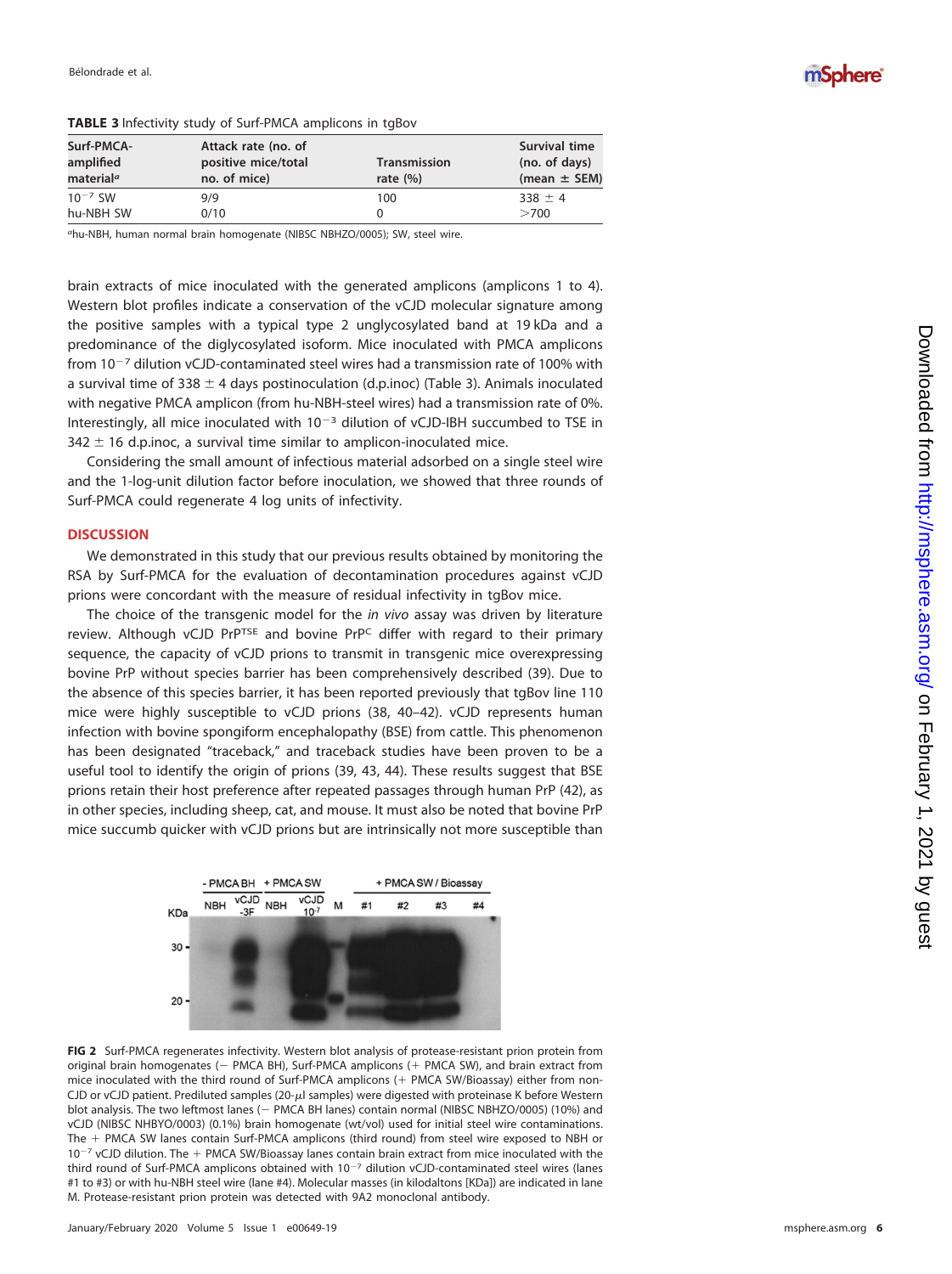**TABLE 3** Infectivity study of Surf-PMCA amplicons in tgBov

| Surf-PMCA-amplified material[a] | Attack rate (no. of positive mice/total no. of mice) | Transmission rate (%) | Survival time (no. of days) (mean ± SEM) |
|---|---|---|---|
| $10^{-7}$ SW | 9/9 | 100 | 338 ± 4 |
| hu-NBH SW | 0/10 | 0 | >700 |

[a]hu-NBH, human normal brain homogenate (NIBSC NBHZO/0005); SW, steel wire.

brain extracts of mice inoculated with the generated amplicons (amplicons 1 to 4). Western blot profiles indicate a conservation of the vCJD molecular signature among the positive samples with a typical type 2 unglycosylated band at 19 kDa and a predominance of the diglycosylated isoform. Mice inoculated with PMCA amplicons from $10^{-7}$ dilution vCJD-contaminated steel wires had a transmission rate of 100% with a survival time of 338 ± 4 days postinoculation (d.p.inoc) (Table 3). Animals inoculated with negative PMCA amplicon (from hu-NBH-steel wires) had a transmission rate of 0%. Interestingly, all mice inoculated with $10^{-3}$ dilution of vCJD-IBH succumbed to TSE in 342 ± 16 d.p.inoc, a survival time similar to amplicon-inoculated mice.

Considering the small amount of infectious material adsorbed on a single steel wire and the 1-log-unit dilution factor before inoculation, we showed that three rounds of Surf-PMCA could regenerate 4 log units of infectivity.

## DISCUSSION

We demonstrated in this study that our previous results obtained by monitoring the RSA by Surf-PMCA for the evaluation of decontamination procedures against vCJD prions were concordant with the measure of residual infectivity in tgBov mice.

The choice of the transgenic model for the *in vivo* assay was driven by literature review. Although vCJD $PrP^{TSE}$ and bovine $PrP^{C}$ differ with regard to their primary sequence, the capacity of vCJD prions to transmit in transgenic mice overexpressing bovine PrP without species barrier has been comprehensively described (39). Due to the absence of this species barrier, it has been reported previously that tgBov line 110 mice were highly susceptible to vCJD prions (38, 40–42). vCJD represents human infection with bovine spongiform encephalopathy (BSE) from cattle. This phenomenon has been designated "traceback," and traceback studies have been proven to be a useful tool to identify the origin of prions (39, 43, 44). These results suggest that BSE prions retain their host preference after repeated passages through human PrP (42), as in other species, including sheep, cat, and mouse. It must also be noted that bovine PrP mice succumb quicker with vCJD prions but are intrinsically not more susceptible than

**FIG 2** Surf-PMCA regenerates infectivity. Western blot analysis of protease-resistant prion protein from original brain homogenates (− PMCA BH), Surf-PMCA amplicons (+ PMCA SW), and brain extract from mice inoculated with the third round of Surf-PMCA amplicons (+ PMCA SW/Bioassay) either from non-CJD or vCJD patient. Prediluted samples (20-μl samples) were digested with proteinase K before Western blot analysis. The two leftmost lanes (− PMCA BH lanes) contain normal (NIBSC NBHZO/0005) (10%) and vCJD (NIBSC NHBYO/0003) (0.1%) brain homogenate (wt/vol) used for initial steel wire contaminations. The + PMCA SW lanes contain Surf-PMCA amplicons (third round) from steel wire exposed to NBH or $10^{-7}$ vCJD dilution. The + PMCA SW/Bioassay lanes contain brain extract from mice inoculated with the third round of Surf-PMCA amplicons obtained with $10^{-7}$ dilution vCJD-contaminated steel wires (lanes #1 to #3) or with hu-NBH steel wire (lane #4). Molecular masses (in kilodaltons [KDa]) are indicated in lane M. Protease-resistant prion protein was detected with 9A2 monoclonal antibody.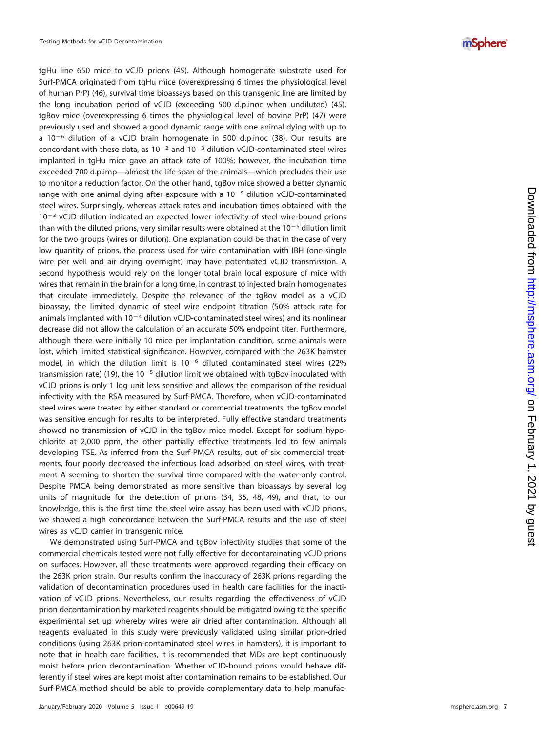tgHu line 650 mice to vCJD prions (45). Although homogenate substrate used for Surf-PMCA originated from tgHu mice (overexpressing 6 times the physiological level of human PrP) (46), survival time bioassays based on this transgenic line are limited by the long incubation period of vCJD (exceeding 500 d.p.inoc when undiluted) (45). tgBov mice (overexpressing 6 times the physiological level of bovine PrP) (47) were previously used and showed a good dynamic range with one animal dying with up to a $10^{-6}$ dilution of a vCJD brain homogenate in 500 d.p.inoc (38). Our results are concordant with these data, as $10^{-2}$ and $10^{-3}$ dilution vCJD-contaminated steel wires implanted in tgHu mice gave an attack rate of 100%; however, the incubation time exceeded 700 d.p.imp—almost the life span of the animals—which precludes their use to monitor a reduction factor. On the other hand, tgBov mice showed a better dynamic range with one animal dying after exposure with a $10^{-5}$ dilution vCJD-contaminated steel wires. Surprisingly, whereas attack rates and incubation times obtained with the $10^{-3}$ vCJD dilution indicated an expected lower infectivity of steel wire-bound prions than with the diluted prions, very similar results were obtained at the $10^{-5}$ dilution limit for the two groups (wires or dilution). One explanation could be that in the case of very low quantity of prions, the process used for wire contamination with IBH (one single wire per well and air drying overnight) may have potentiated vCJD transmission. A second hypothesis would rely on the longer total brain local exposure of mice with wires that remain in the brain for a long time, in contrast to injected brain homogenates that circulate immediately. Despite the relevance of the tgBov model as a vCJD bioassay, the limited dynamic of steel wire endpoint titration (50% attack rate for animals implanted with $10^{-4}$ dilution vCJD-contaminated steel wires) and its nonlinear decrease did not allow the calculation of an accurate 50% endpoint titer. Furthermore, although there were initially 10 mice per implantation condition, some animals were lost, which limited statistical significance. However, compared with the 263K hamster model, in which the dilution limit is $10^{-6}$ diluted contaminated steel wires (22% transmission rate) (19), the $10^{-5}$ dilution limit we obtained with tgBov inoculated with vCJD prions is only 1 log unit less sensitive and allows the comparison of the residual infectivity with the RSA measured by Surf-PMCA. Therefore, when vCJD-contaminated steel wires were treated by either standard or commercial treatments, the tgBov model was sensitive enough for results to be interpreted. Fully effective standard treatments showed no transmission of vCJD in the tgBov mice model. Except for sodium hypochlorite at 2,000 ppm, the other partially effective treatments led to few animals developing TSE. As inferred from the Surf-PMCA results, out of six commercial treatments, four poorly decreased the infectious load adsorbed on steel wires, with treatment A seeming to shorten the survival time compared with the water-only control. Despite PMCA being demonstrated as more sensitive than bioassays by several log units of magnitude for the detection of prions (34, 35, 48, 49), and that, to our knowledge, this is the first time the steel wire assay has been used with vCJD prions, we showed a high concordance between the Surf-PMCA results and the use of steel wires as vCJD carrier in transgenic mice.

We demonstrated using Surf-PMCA and tgBov infectivity studies that some of the commercial chemicals tested were not fully effective for decontaminating vCJD prions on surfaces. However, all these treatments were approved regarding their efficacy on the 263K prion strain. Our results confirm the inaccuracy of 263K prions regarding the validation of decontamination procedures used in health care facilities for the inactivation of vCJD prions. Nevertheless, our results regarding the effectiveness of vCJD prion decontamination by marketed reagents should be mitigated owing to the specific experimental set up whereby wires were air dried after contamination. Although all reagents evaluated in this study were previously validated using similar prion-dried conditions (using 263K prion-contaminated steel wires in hamsters), it is important to note that in health care facilities, it is recommended that MDs are kept continuously moist before prion decontamination. Whether vCJD-bound prions would behave differently if steel wires are kept moist after contamination remains to be established. Our Surf-PMCA method should be able to provide complementary data to help manufac-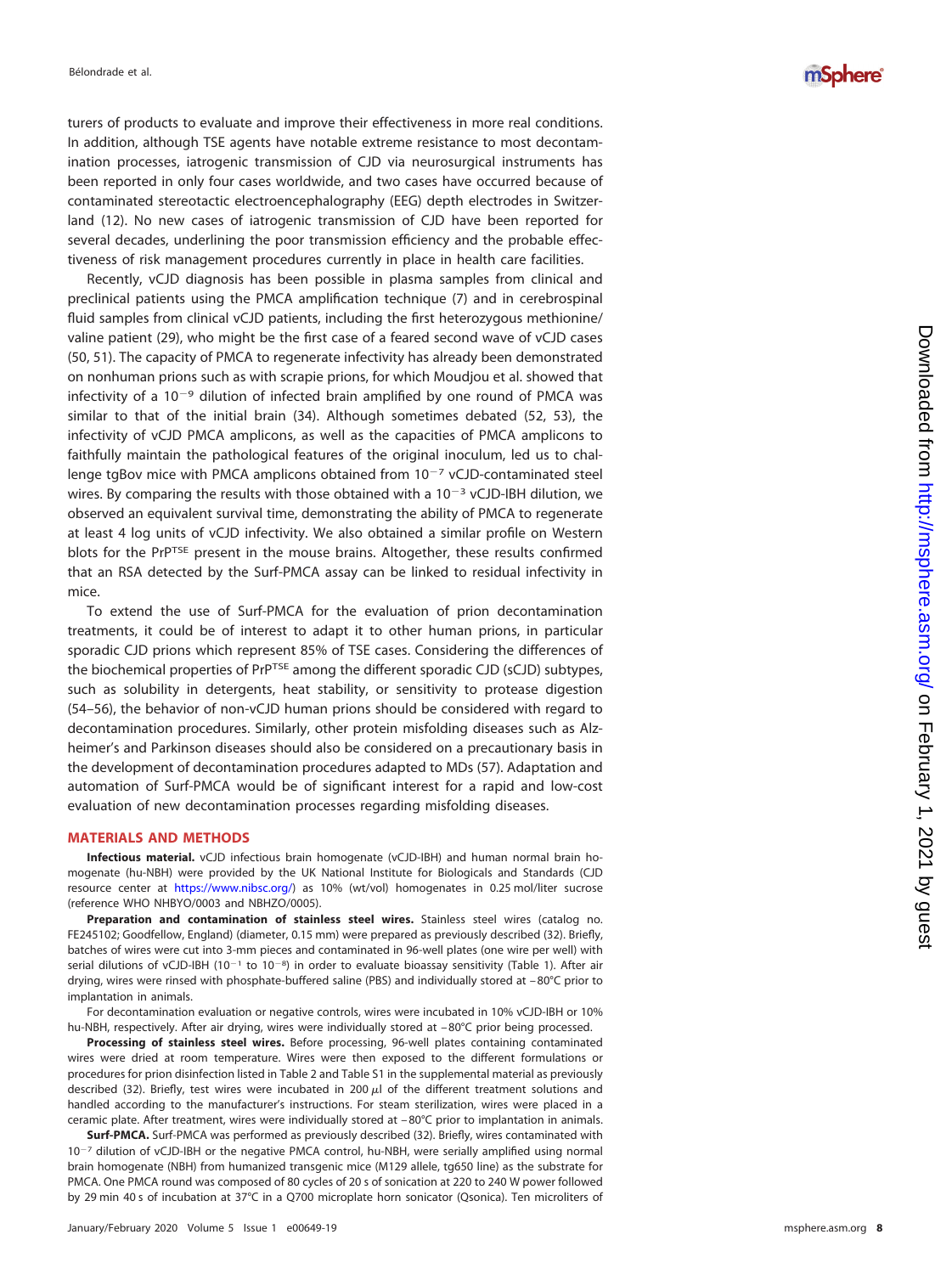turers of products to evaluate and improve their effectiveness in more real conditions. In addition, although TSE agents have notable extreme resistance to most decontamination processes, iatrogenic transmission of CJD via neurosurgical instruments has been reported in only four cases worldwide, and two cases have occurred because of contaminated stereotactic electroencephalography (EEG) depth electrodes in Switzerland (12). No new cases of iatrogenic transmission of CJD have been reported for several decades, underlining the poor transmission efficiency and the probable effectiveness of risk management procedures currently in place in health care facilities.

Recently, vCJD diagnosis has been possible in plasma samples from clinical and preclinical patients using the PMCA amplification technique (7) and in cerebrospinal fluid samples from clinical vCJD patients, including the first heterozygous methionine/valine patient (29), who might be the first case of a feared second wave of vCJD cases (50, 51). The capacity of PMCA to regenerate infectivity has already been demonstrated on nonhuman prions such as with scrapie prions, for which Moudjou et al. showed that infectivity of a $10^{-9}$ dilution of infected brain amplified by one round of PMCA was similar to that of the initial brain (34). Although sometimes debated (52, 53), the infectivity of vCJD PMCA amplicons, as well as the capacities of PMCA amplicons to faithfully maintain the pathological features of the original inoculum, led us to challenge tgBov mice with PMCA amplicons obtained from $10^{-7}$ vCJD-contaminated steel wires. By comparing the results with those obtained with a $10^{-3}$ vCJD-IBH dilution, we observed an equivalent survival time, demonstrating the ability of PMCA to regenerate at least 4 log units of vCJD infectivity. We also obtained a similar profile on Western blots for the $PrP^{TSE}$ present in the mouse brains. Altogether, these results confirmed that an RSA detected by the Surf-PMCA assay can be linked to residual infectivity in mice.

To extend the use of Surf-PMCA for the evaluation of prion decontamination treatments, it could be of interest to adapt it to other human prions, in particular sporadic CJD prions which represent 85% of TSE cases. Considering the differences of the biochemical properties of $PrP^{TSE}$ among the different sporadic CJD (sCJD) subtypes, such as solubility in detergents, heat stability, or sensitivity to protease digestion (54–56), the behavior of non-vCJD human prions should be considered with regard to decontamination procedures. Similarly, other protein misfolding diseases such as Alzheimer's and Parkinson diseases should also be considered on a precautionary basis in the development of decontamination procedures adapted to MDs (57). Adaptation and automation of Surf-PMCA would be of significant interest for a rapid and low-cost evaluation of new decontamination processes regarding misfolding diseases.

## MATERIALS AND METHODS

**Infectious material.** vCJD infectious brain homogenate (vCJD-IBH) and human normal brain homogenate (hu-NBH) were provided by the UK National Institute for Biologicals and Standards (CJD resource center at https://www.nibsc.org/) as 10% (wt/vol) homogenates in 0.25 mol/liter sucrose (reference WHO NHBYO/0003 and NBHZO/0005).

**Preparation and contamination of stainless steel wires.** Stainless steel wires (catalog no. FE245102; Goodfellow, England) (diameter, 0.15 mm) were prepared as previously described (32). Briefly, batches of wires were cut into 3-mm pieces and contaminated in 96-well plates (one wire per well) with serial dilutions of vCJD-IBH ($10^{-1}$ to $10^{-8}$) in order to evaluate bioassay sensitivity (Table 1). After air drying, wires were rinsed with phosphate-buffered saline (PBS) and individually stored at −80°C prior to implantation in animals.

For decontamination evaluation or negative controls, wires were incubated in 10% vCJD-IBH or 10% hu-NBH, respectively. After air drying, wires were individually stored at −80°C prior being processed.

**Processing of stainless steel wires.** Before processing, 96-well plates containing contaminated wires were dried at room temperature. Wires were then exposed to the different formulations or procedures for prion disinfection listed in Table 2 and Table S1 in the supplemental material as previously described (32). Briefly, test wires were incubated in 200 μl of the different treatment solutions and handled according to the manufacturer's instructions. For steam sterilization, wires were placed in a ceramic plate. After treatment, wires were individually stored at −80°C prior to implantation in animals.

**Surf-PMCA.** Surf-PMCA was performed as previously described (32). Briefly, wires contaminated with $10^{-7}$ dilution of vCJD-IBH or the negative PMCA control, hu-NBH, were serially amplified using normal brain homogenate (NBH) from humanized transgenic mice (M129 allele, tg650 line) as the substrate for PMCA. One PMCA round was composed of 80 cycles of 20 s of sonication at 220 to 240 W power followed by 29 min 40 s of incubation at 37°C in a Q700 microplate horn sonicator (Qsonica). Ten microliters of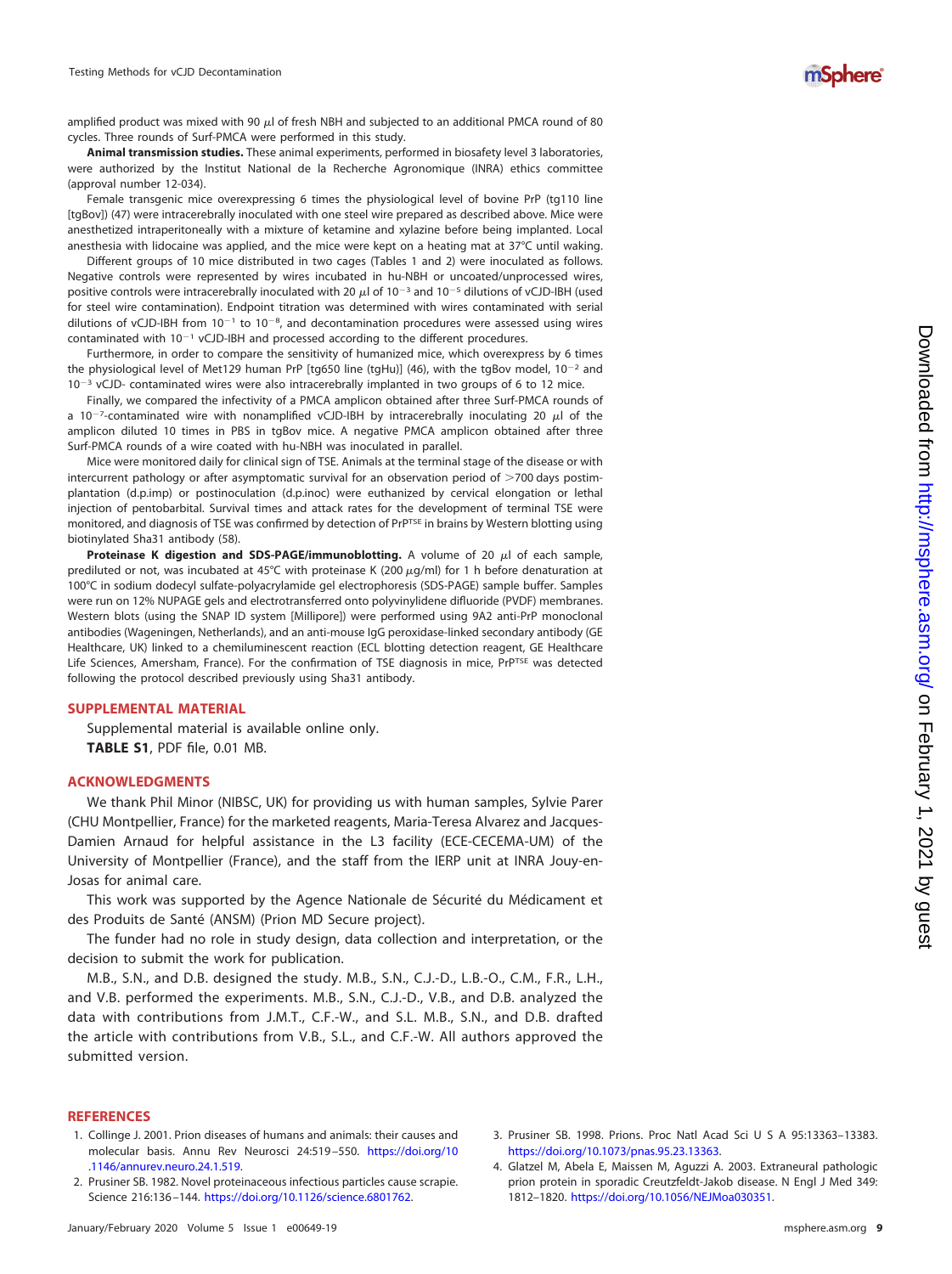amplified product was mixed with 90 μl of fresh NBH and subjected to an additional PMCA round of 80 cycles. Three rounds of Surf-PMCA were performed in this study.

**Animal transmission studies.** These animal experiments, performed in biosafety level 3 laboratories, were authorized by the Institut National de la Recherche Agronomique (INRA) ethics committee (approval number 12-034).

Female transgenic mice overexpressing 6 times the physiological level of bovine PrP (tg110 line [tgBov]) (47) were intracerebrally inoculated with one steel wire prepared as described above. Mice were anesthetized intraperitoneally with a mixture of ketamine and xylazine before being implanted. Local anesthesia with lidocaine was applied, and the mice were kept on a heating mat at 37°C until waking.

Different groups of 10 mice distributed in two cages (Tables 1 and 2) were inoculated as follows. Negative controls were represented by wires incubated in hu-NBH or uncoated/unprocessed wires, positive controls were intracerebrally inoculated with 20 μl of $10^{-3}$ and $10^{-5}$ dilutions of vCJD-IBH (used for steel wire contamination). Endpoint titration was determined with wires contaminated with serial dilutions of vCJD-IBH from $10^{-1}$ to $10^{-8}$, and decontamination procedures were assessed using wires contaminated with $10^{-1}$ vCJD-IBH and processed according to the different procedures.

Furthermore, in order to compare the sensitivity of humanized mice, which overexpress by 6 times the physiological level of Met129 human PrP [tg650 line (tgHu)] (46), with the tgBov model, $10^{-2}$ and $10^{-3}$ vCJD- contaminated wires were also intracerebrally implanted in two groups of 6 to 12 mice.

Finally, we compared the infectivity of a PMCA amplicon obtained after three Surf-PMCA rounds of a $10^{-7}$-contaminated wire with nonamplified vCJD-IBH by intracerebrally inoculating 20 μl of the amplicon diluted 10 times in PBS in tgBov mice. A negative PMCA amplicon obtained after three Surf-PMCA rounds of a wire coated with hu-NBH was inoculated in parallel.

Mice were monitored daily for clinical sign of TSE. Animals at the terminal stage of the disease or with intercurrent pathology or after asymptomatic survival for an observation period of >700 days postimplantation (d.p.imp) or postinoculation (d.p.inoc) were euthanized by cervical elongation or lethal injection of pentobarbital. Survival times and attack rates for the development of terminal TSE were monitored, and diagnosis of TSE was confirmed by detection of $PrP^{TSE}$ in brains by Western blotting using biotinylated Sha31 antibody (58).

**Proteinase K digestion and SDS-PAGE/immunoblotting.** A volume of 20 μl of each sample, prediluted or not, was incubated at 45°C with proteinase K (200 μg/ml) for 1 h before denaturation at 100°C in sodium dodecyl sulfate-polyacrylamide gel electrophoresis (SDS-PAGE) sample buffer. Samples were run on 12% NUPAGE gels and electrotransferred onto polyvinylidene difluoride (PVDF) membranes. Western blots (using the SNAP ID system [Millipore]) were performed using 9A2 anti-PrP monoclonal antibodies (Wageningen, Netherlands), and an anti-mouse IgG peroxidase-linked secondary antibody (GE Healthcare, UK) linked to a chemiluminescent reaction (ECL blotting detection reagent, GE Healthcare Life Sciences, Amersham, France). For the confirmation of TSE diagnosis in mice, $PrP^{TSE}$ was detected following the protocol described previously using Sha31 antibody.

## SUPPLEMENTAL MATERIAL

Supplemental material is available online only.

**TABLE S1**, PDF file, 0.01 MB.

## ACKNOWLEDGMENTS

We thank Phil Minor (NIBSC, UK) for providing us with human samples, Sylvie Parer (CHU Montpellier, France) for the marketed reagents, Maria-Teresa Alvarez and Jacques-Damien Arnaud for helpful assistance in the L3 facility (ECE-CECEMA-UM) of the University of Montpellier (France), and the staff from the IERP unit at INRA Jouy-en-Josas for animal care.

This work was supported by the Agence Nationale de Sécurité du Médicament et des Produits de Santé (ANSM) (Prion MD Secure project).

The funder had no role in study design, data collection and interpretation, or the decision to submit the work for publication.

M.B., S.N., and D.B. designed the study. M.B., S.N., C.J.-D., L.B.-O., C.M., F.R., L.H., and V.B. performed the experiments. M.B., S.N., C.J.-D., V.B., and D.B. analyzed the data with contributions from J.M.T., C.F.-W., and S.L. M.B., S.N., and D.B. drafted the article with contributions from V.B., S.L., and C.F.-W. All authors approved the submitted version.

## REFERENCES

1. Collinge J. 2001. Prion diseases of humans and animals: their causes and molecular basis. Annu Rev Neurosci 24:519–550. https://doi.org/10.1146/annurev.neuro.24.1.519.
2. Prusiner SB. 1982. Novel proteinaceous infectious particles cause scrapie. Science 216:136–144. https://doi.org/10.1126/science.6801762.
3. Prusiner SB. 1998. Prions. Proc Natl Acad Sci U S A 95:13363–13383. https://doi.org/10.1073/pnas.95.23.13363.
4. Glatzel M, Abela E, Maissen M, Aguzzi A. 2003. Extraneural pathologic prion protein in sporadic Creutzfeldt-Jakob disease. N Engl J Med 349: 1812–1820. https://doi.org/10.1056/NEJMoa030351.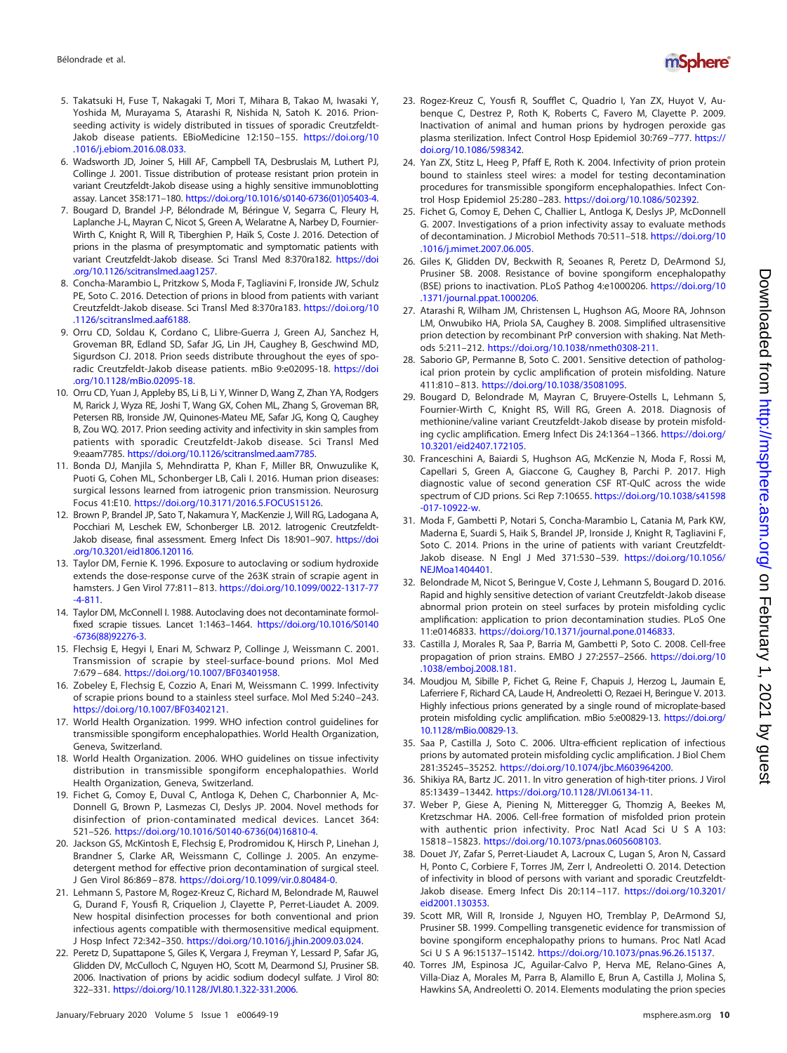5. Takatsuki H, Fuse T, Nakagaki T, Mori T, Mihara B, Takao M, Iwasaki Y, Yoshida M, Murayama S, Atarashi R, Nishida N, Satoh K. 2016. Prion-seeding activity is widely distributed in tissues of sporadic Creutzfeldt-Jakob disease patients. EBioMedicine 12:150–155. https://doi.org/10.1016/j.ebiom.2016.08.033.
6. Wadsworth JD, Joiner S, Hill AF, Campbell TA, Desbruslais M, Luthert PJ, Collinge J. 2001. Tissue distribution of protease resistant prion protein in variant Creutzfeldt-Jakob disease using a highly sensitive immunoblotting assay. Lancet 358:171–180. https://doi.org/10.1016/s0140-6736(01)05403-4.
7. Bougard D, Brandel J-P, Bélondrade M, Béringue V, Segarra C, Fleury H, Laplanche J-L, Mayran C, Nicot S, Green A, Welaratne A, Narbey D, Fournier-Wirth C, Knight R, Will R, Tiberghien P, Haïk S, Coste J. 2016. Detection of prions in the plasma of presymptomatic and symptomatic patients with variant Creutzfeldt-Jakob disease. Sci Transl Med 8:370ra182. https://doi.org/10.1126/scitranslmed.aag1257.
8. Concha-Marambio L, Pritzkow S, Moda F, Tagliavini F, Ironside JW, Schulz PE, Soto C. 2016. Detection of prions in blood from patients with variant Creutzfeldt-Jakob disease. Sci Transl Med 8:370ra183. https://doi.org/10.1126/scitranslmed.aaf6188.
9. Orru CD, Soldau K, Cordano C, Llibre-Guerra J, Green AJ, Sanchez H, Groveman BR, Edland SD, Safar JG, Lin JH, Caughey B, Geschwind MD, Sigurdson CJ. 2018. Prion seeds distribute throughout the eyes of sporadic Creutzfeldt-Jakob disease patients. mBio 9:e02095-18. https://doi.org/10.1128/mBio.02095-18.
10. Orru CD, Yuan J, Appleby BS, Li B, Li Y, Winner D, Wang Z, Zhan YA, Rodgers M, Rarick J, Wyza RE, Joshi T, Wang GX, Cohen ML, Zhang S, Groveman BR, Petersen RB, Ironside JW, Quinones-Mateu ME, Safar JG, Kong Q, Caughey B, Zou WQ. 2017. Prion seeding activity and infectivity in skin samples from patients with sporadic Creutzfeldt-Jakob disease. Sci Transl Med 9:eaam7785. https://doi.org/10.1126/scitranslmed.aam7785.
11. Bonda DJ, Manjila S, Mehndiratta P, Khan F, Miller BR, Onwuzulike K, Puoti G, Cohen ML, Schonberger LB, Cali I. 2016. Human prion diseases: surgical lessons learned from iatrogenic prion transmission. Neurosurg Focus 41:E10. https://doi.org/10.3171/2016.5.FOCUS15126.
12. Brown P, Brandel JP, Sato T, Nakamura Y, MacKenzie J, Will RG, Ladogana A, Pocchiari M, Leschek EW, Schonberger LB. 2012. Iatrogenic Creutzfeldt-Jakob disease, final assessment. Emerg Infect Dis 18:901–907. https://doi.org/10.3201/eid1806.120116.
13. Taylor DM, Fernie K. 1996. Exposure to autoclaving or sodium hydroxide extends the dose-response curve of the 263K strain of scrapie agent in hamsters. J Gen Virol 77:811–813. https://doi.org/10.1099/0022-1317-77-4-811.
14. Taylor DM, McConnell I. 1988. Autoclaving does not decontaminate formol-fixed scrapie tissues. Lancet 1:1463–1464. https://doi.org/10.1016/S0140-6736(88)92276-3.
15. Flechsig E, Hegyi I, Enari M, Schwarz P, Collinge J, Weissmann C. 2001. Transmission of scrapie by steel-surface-bound prions. Mol Med 7:679–684. https://doi.org/10.1007/BF03401958.
16. Zobeley E, Flechsig E, Cozzio A, Enari M, Weissmann C. 1999. Infectivity of scrapie prions bound to a stainless steel surface. Mol Med 5:240–243. https://doi.org/10.1007/BF03402121.
17. World Health Organization. 1999. WHO infection control guidelines for transmissible spongiform encephalopathies. World Health Organization, Geneva, Switzerland.
18. World Health Organization. 2006. WHO guidelines on tissue infectivity distribution in transmissible spongiform encephalopathies. World Health Organization, Geneva, Switzerland.
19. Fichet G, Comoy E, Duval C, Antloga K, Dehen C, Charbonnier A, McDonnell G, Brown P, Lasmezas CI, Deslys JP. 2004. Novel methods for disinfection of prion-contaminated medical devices. Lancet 364:521–526. https://doi.org/10.1016/S0140-6736(04)16810-4.
20. Jackson GS, McKintosh E, Flechsig E, Prodromidou K, Hirsch P, Linehan J, Brandner S, Clarke AR, Weissmann C, Collinge J. 2005. An enzyme-detergent method for effective prion decontamination of surgical steel. J Gen Virol 86:869–878. https://doi.org/10.1099/vir.0.80484-0.
21. Lehmann S, Pastore M, Rogez-Kreuz C, Richard M, Belondrade M, Rauwel G, Durand F, Yousfi R, Criquelion J, Clayette P, Perret-Liaudet A. 2009. New hospital disinfection processes for both conventional and prion infectious agents compatible with thermosensitive medical equipment. J Hosp Infect 72:342–350. https://doi.org/10.1016/j.jhin.2009.03.024.
22. Peretz D, Supattapone S, Giles K, Vergara J, Freyman Y, Lessard P, Safar JG, Glidden DV, McCulloch C, Nguyen HO, Scott M, Dearmond SJ, Prusiner SB. 2006. Inactivation of prions by acidic sodium dodecyl sulfate. J Virol 80:322–331. https://doi.org/10.1128/JVI.80.1.322-331.2006.
23. Rogez-Kreuz C, Yousfi R, Soufflet C, Quadrio I, Yan ZX, Huyot V, Aubenque C, Destrez P, Roth K, Roberts C, Favero M, Clayette P. 2009. Inactivation of animal and human prions by hydrogen peroxide gas plasma sterilization. Infect Control Hosp Epidemiol 30:769–777. https://doi.org/10.1086/598342.
24. Yan ZX, Stitz L, Heeg P, Pfaff E, Roth K. 2004. Infectivity of prion protein bound to stainless steel wires: a model for testing decontamination procedures for transmissible spongiform encephalopathies. Infect Control Hosp Epidemiol 25:280–283. https://doi.org/10.1086/502392.
25. Fichet G, Comoy E, Dehen C, Challier L, Antloga K, Deslys JP, McDonnell G. 2007. Investigations of a prion infectivity assay to evaluate methods of decontamination. J Microbiol Methods 70:511–518. https://doi.org/10.1016/j.mimet.2007.06.005.
26. Giles K, Glidden DV, Beckwith R, Seoanes R, Peretz D, DeArmond SJ, Prusiner SB. 2008. Resistance of bovine spongiform encephalopathy (BSE) prions to inactivation. PLoS Pathog 4:e1000206. https://doi.org/10.1371/journal.ppat.1000206.
27. Atarashi R, Wilham JM, Christensen L, Hughson AG, Moore RA, Johnson LM, Onwubiko HA, Priola SA, Caughey B. 2008. Simplified ultrasensitive prion detection by recombinant PrP conversion with shaking. Nat Methods 5:211–212. https://doi.org/10.1038/nmeth0308-211.
28. Saborio GP, Permanne B, Soto C. 2001. Sensitive detection of pathological prion protein by cyclic amplification of protein misfolding. Nature 411:810–813. https://doi.org/10.1038/35081095.
29. Bougard D, Belondrade M, Mayran C, Bruyere-Ostells L, Lehmann S, Fournier-Wirth C, Knight RS, Will RG, Green A. 2018. Diagnosis of methionine/valine variant Creutzfeldt-Jakob disease by protein misfolding cyclic amplification. Emerg Infect Dis 24:1364–1366. https://doi.org/10.3201/eid2407.172105.
30. Franceschini A, Baiardi S, Hughson AG, McKenzie N, Moda F, Rossi M, Capellari S, Green A, Giaccone G, Caughey B, Parchi P. 2017. High diagnostic value of second generation CSF RT-QuIC across the wide spectrum of CJD prions. Sci Rep 7:10655. https://doi.org/10.1038/s41598-017-10922-w.
31. Moda F, Gambetti P, Notari S, Concha-Marambio L, Catania M, Park KW, Maderna E, Suardi S, Haik S, Brandel JP, Ironside J, Knight R, Tagliavini F, Soto C. 2014. Prions in the urine of patients with variant Creutzfeldt-Jakob disease. N Engl J Med 371:530–539. https://doi.org/10.1056/NEJMoa1404401.
32. Belondrade M, Nicot S, Beringue V, Coste J, Lehmann S, Bougard D. 2016. Rapid and highly sensitive detection of variant Creutzfeldt-Jakob disease abnormal prion protein on steel surfaces by protein misfolding cyclic amplification: application to prion decontamination studies. PLoS One 11:e0146833. https://doi.org/10.1371/journal.pone.0146833.
33. Castilla J, Morales R, Saa P, Barria M, Gambetti P, Soto C. 2008. Cell-free propagation of prion strains. EMBO J 27:2557–2566. https://doi.org/10.1038/emboj.2008.181.
34. Moudjou M, Sibille P, Fichet G, Reine F, Chapuis J, Herzog L, Jaumain E, Laferriere F, Richard CA, Laude H, Andreoletti O, Rezaei H, Beringue V. 2013. Highly infectious prions generated by a single round of microplate-based protein misfolding cyclic amplification. mBio 5:e00829-13. https://doi.org/10.1128/mBio.00829-13.
35. Saa P, Castilla J, Soto C. 2006. Ultra-efficient replication of infectious prions by automated protein misfolding cyclic amplification. J Biol Chem 281:35245–35252. https://doi.org/10.1074/jbc.M603964200.
36. Shikiya RA, Bartz JC. 2011. In vitro generation of high-titer prions. J Virol 85:13439–13442. https://doi.org/10.1128/JVI.06134-11.
37. Weber P, Giese A, Piening N, Mitteregger G, Thomzig A, Beekes M, Kretzschmar HA. 2006. Cell-free formation of misfolded prion protein with authentic prion infectivity. Proc Natl Acad Sci U S A 103:15818–15823. https://doi.org/10.1073/pnas.0605608103.
38. Douet JY, Zafar S, Perret-Liaudet A, Lacroux C, Lugan S, Aron N, Cassard H, Ponto C, Corbiere F, Torres JM, Zerr I, Andreoletti O. 2014. Detection of infectivity in blood of persons with variant and sporadic Creutzfeldt-Jakob disease. Emerg Infect Dis 20:114–117. https://doi.org/10.3201/eid2001.130353.
39. Scott MR, Will R, Ironside J, Nguyen HO, Tremblay P, DeArmond SJ, Prusiner SB. 1999. Compelling transgenic evidence for transmission of bovine spongiform encephalopathy prions to humans. Proc Natl Acad Sci U S A 96:15137–15142. https://doi.org/10.1073/pnas.96.26.15137.
40. Torres JM, Espinosa JC, Aguilar-Calvo P, Herva ME, Relano-Gines A, Villa-Diaz A, Morales M, Parra B, Alamillo E, Brun A, Castilla J, Molina S, Hawkins SA, Andreoletti O. 2014. Elements modulating the prion species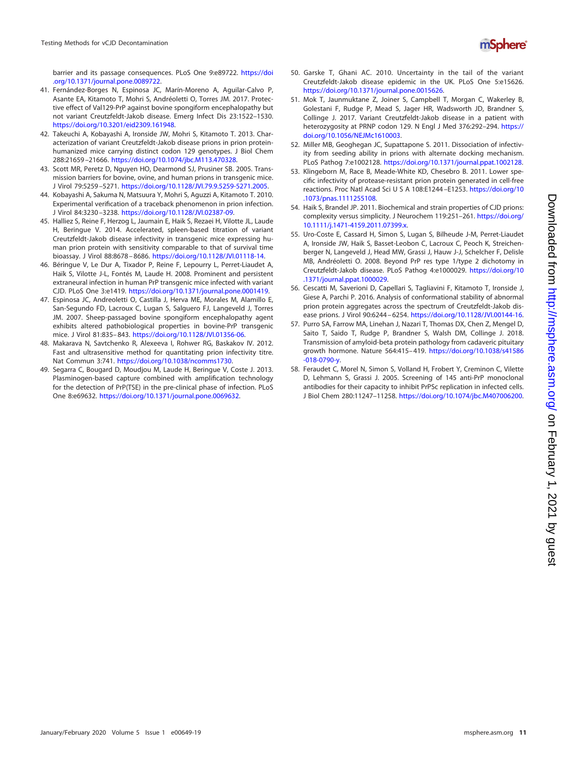barrier and its passage consequences. PLoS One 9:e89722. https://doi.org/10.1371/journal.pone.0089722.

41. Fernández-Borges N, Espinosa JC, Marín-Moreno A, Aguilar-Calvo P, Asante EA, Kitamoto T, Mohri S, Andréoletti O, Torres JM. 2017. Protective effect of Val129-PrP against bovine spongiform encephalopathy but not variant Creutzfeldt-Jakob disease. Emerg Infect Dis 23:1522–1530. https://doi.org/10.3201/eid2309.161948.
42. Takeuchi A, Kobayashi A, Ironside JW, Mohri S, Kitamoto T. 2013. Characterization of variant Creutzfeldt-Jakob disease prions in prion protein-humanized mice carrying distinct codon 129 genotypes. J Biol Chem 288:21659–21666. https://doi.org/10.1074/jbc.M113.470328.
43. Scott MR, Peretz D, Nguyen HO, Dearmond SJ, Prusiner SB. 2005. Transmission barriers for bovine, ovine, and human prions in transgenic mice. J Virol 79:5259–5271. https://doi.org/10.1128/JVI.79.9.5259-5271.2005.
44. Kobayashi A, Sakuma N, Matsuura Y, Mohri S, Aguzzi A, Kitamoto T. 2010. Experimental verification of a traceback phenomenon in prion infection. J Virol 84:3230–3238. https://doi.org/10.1128/JVI.02387-09.
45. Halliez S, Reine F, Herzog L, Jaumain E, Haik S, Rezaei H, Vilotte JL, Laude H, Beringue V. 2014. Accelerated, spleen-based titration of variant Creutzfeldt-Jakob disease infectivity in transgenic mice expressing human prion protein with sensitivity comparable to that of survival time bioassay. J Virol 88:8678–8686. https://doi.org/10.1128/JVI.01118-14.
46. Béringue V, Le Dur A, Tixador P, Reine F, Lepourry L, Perret-Liaudet A, Haïk S, Vilotte J-L, Fontés M, Laude H. 2008. Prominent and persistent extraneural infection in human PrP transgenic mice infected with variant CJD. PLoS One 3:e1419. https://doi.org/10.1371/journal.pone.0001419.
47. Espinosa JC, Andreoletti O, Castilla J, Herva ME, Morales M, Alamillo E, San-Segundo FD, Lacroux C, Lugan S, Salguero FJ, Langeveld J, Torres JM. 2007. Sheep-passaged bovine spongiform encephalopathy agent exhibits altered pathobiological properties in bovine-PrP transgenic mice. J Virol 81:835–843. https://doi.org/10.1128/JVI.01356-06.
48. Makarava N, Savtchenko R, Alexeeva I, Rohwer RG, Baskakov IV. 2012. Fast and ultrasensitive method for quantitating prion infectivity titre. Nat Commun 3:741. https://doi.org/10.1038/ncomms1730.
49. Segarra C, Bougard D, Moudjou M, Laude H, Beringue V, Coste J. 2013. Plasminogen-based capture combined with amplification technology for the detection of PrP(TSE) in the pre-clinical phase of infection. PLoS One 8:e69632. https://doi.org/10.1371/journal.pone.0069632.
50. Garske T, Ghani AC. 2010. Uncertainty in the tail of the variant Creutzfeldt-Jakob disease epidemic in the UK. PLoS One 5:e15626. https://doi.org/10.1371/journal.pone.0015626.
51. Mok T, Jaunmuktane Z, Joiner S, Campbell T, Morgan C, Wakerley B, Golestani F, Rudge P, Mead S, Jager HR, Wadsworth JD, Brandner S, Collinge J. 2017. Variant Creutzfeldt-Jakob disease in a patient with heterozygosity at PRNP codon 129. N Engl J Med 376:292–294. https://doi.org/10.1056/NEJMc1610003.
52. Miller MB, Geoghegan JC, Supattapone S. 2011. Dissociation of infectivity from seeding ability in prions with alternate docking mechanism. PLoS Pathog 7:e1002128. https://doi.org/10.1371/journal.ppat.1002128.
53. Klingeborn M, Race B, Meade-White KD, Chesebro B. 2011. Lower specific infectivity of protease-resistant prion protein generated in cell-free reactions. Proc Natl Acad Sci U S A 108:E1244–E1253. https://doi.org/10.1073/pnas.1111255108.
54. Haik S, Brandel JP. 2011. Biochemical and strain properties of CJD prions: complexity versus simplicity. J Neurochem 119:251–261. https://doi.org/10.1111/j.1471-4159.2011.07399.x.
55. Uro-Coste E, Cassard H, Simon S, Lugan S, Bilheude J-M, Perret-Liaudet A, Ironside JW, Haik S, Basset-Leobon C, Lacroux C, Peoch K, Streichenberger N, Langeveld J, Head MW, Grassi J, Hauw J-J, Schelcher F, Delisle MB, Andréoletti O. 2008. Beyond PrP res type 1/type 2 dichotomy in Creutzfeldt-Jakob disease. PLoS Pathog 4:e1000029. https://doi.org/10.1371/journal.ppat.1000029.
56. Cescatti M, Saverioni D, Capellari S, Tagliavini F, Kitamoto T, Ironside J, Giese A, Parchi P. 2016. Analysis of conformational stability of abnormal prion protein aggregates across the spectrum of Creutzfeldt-Jakob disease prions. J Virol 90:6244–6254. https://doi.org/10.1128/JVI.00144-16.
57. Purro SA, Farrow MA, Linehan J, Nazari T, Thomas DX, Chen Z, Mengel D, Saito T, Saido T, Rudge P, Brandner S, Walsh DM, Collinge J. 2018. Transmission of amyloid-beta protein pathology from cadaveric pituitary growth hormone. Nature 564:415–419. https://doi.org/10.1038/s41586-018-0790-y.
58. Feraudet C, Morel N, Simon S, Volland H, Frobert Y, Creminon C, Vilette D, Lehmann S, Grassi J. 2005. Screening of 145 anti-PrP monoclonal antibodies for their capacity to inhibit PrPSc replication in infected cells. J Biol Chem 280:11247–11258. https://doi.org/10.1074/jbc.M407006200.